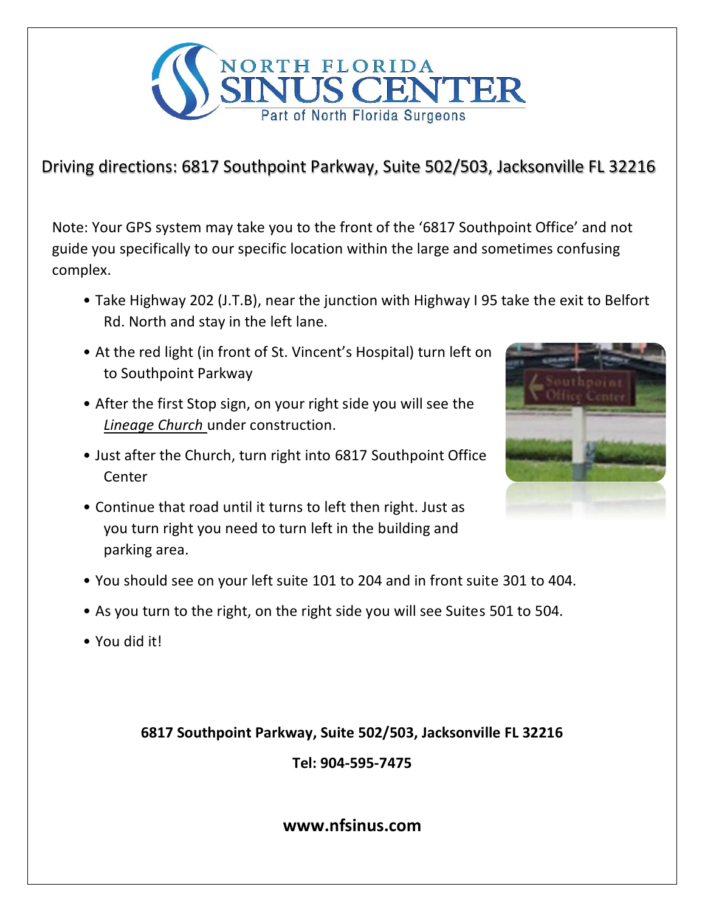# NORTH FLORIDA SINUS CENTER

Part of North Florida Surgeons

## Driving directions: 6817 Southpoint Parkway, Suite 502/503, Jacksonville FL 32216

Note: Your GPS system may take you to the front of the '6817 Southpoint Office' and not guide you specifically to our specific location within the large and sometimes confusing complex.

- Take Highway 202 (J.T.B), near the junction with Highway I 95 take the exit to Belfort Rd. North and stay in the left lane.
- At the red light (in front of St. Vincent's Hospital) turn left on to Southpoint Parkway
- After the first Stop sign, on your right side you will see the *Lineage Church* under construction.
- Just after the Church, turn right into 6817 Southpoint Office Center
- Continue that road until it turns to left then right. Just as you turn right you need to turn left in the building and parking area.
- You should see on your left suite 101 to 204 and in front suite 301 to 404.
- As you turn to the right, on the right side you will see Suites 501 to 504.
- You did it!

**6817 Southpoint Parkway, Suite 502/503, Jacksonville FL 32216**

**Tel: 904-595-7475**

**www.nfsinus.com**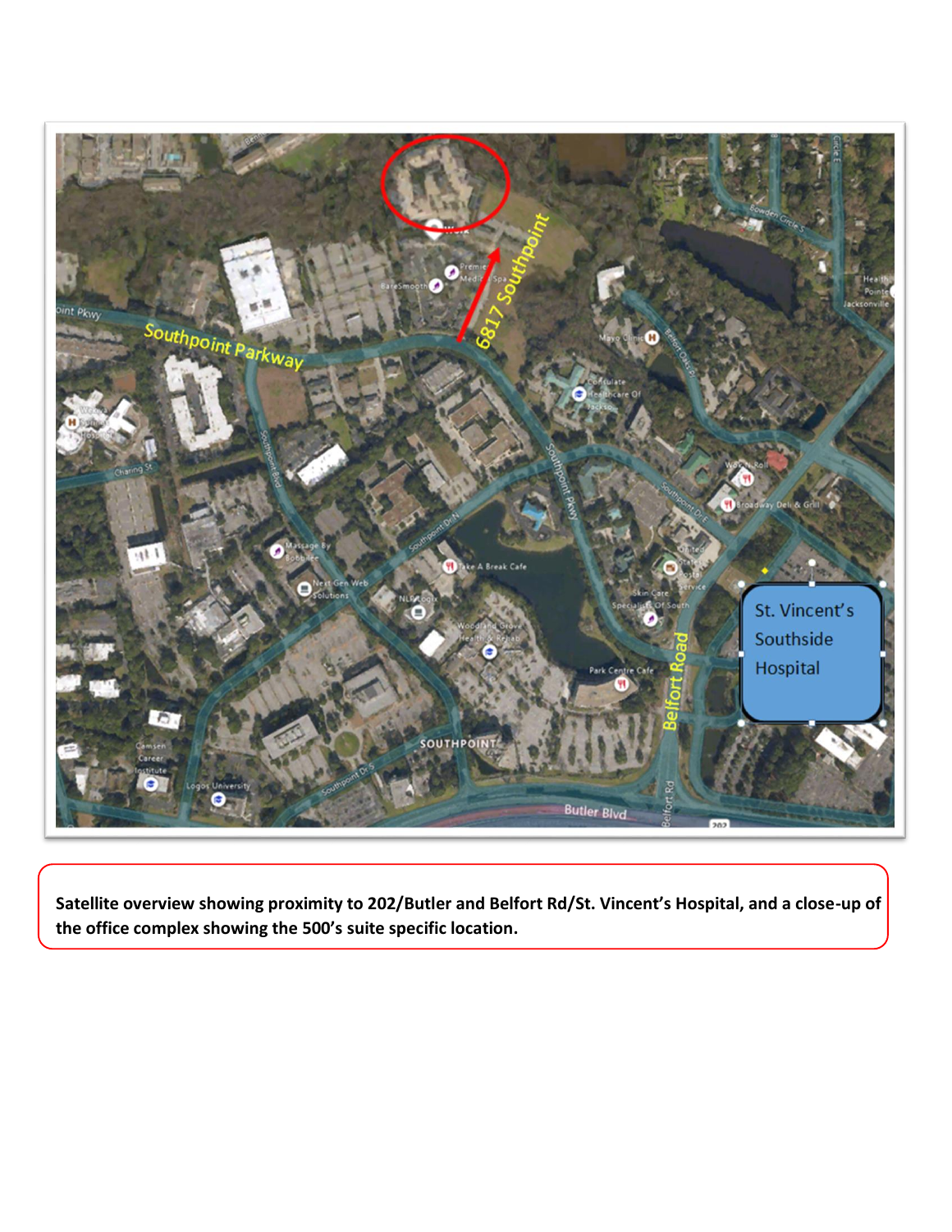Satellite overview showing proximity to 202/Butler and Belfort Rd/St. Vincent's Hospital, and a close-up of the office complex showing the 500's suite specific location.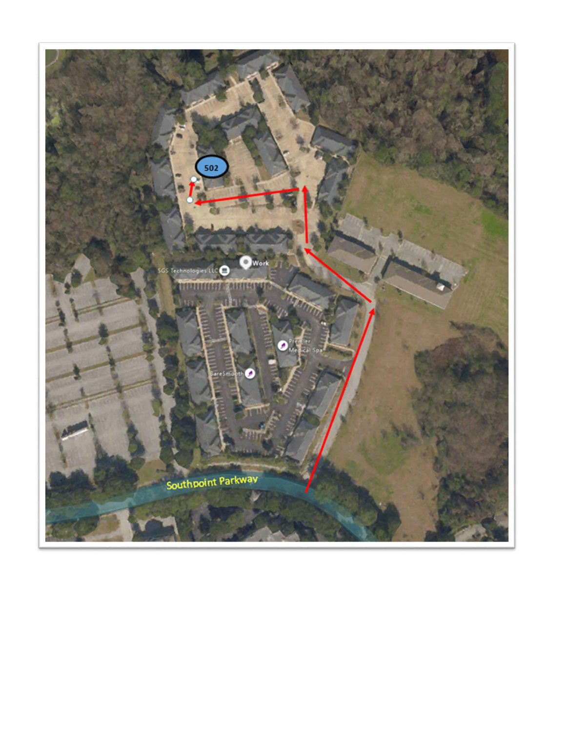502

Work

SGS Technologies LLC

Premier Medical Spa

BareSmooth

Southpoint Parkway